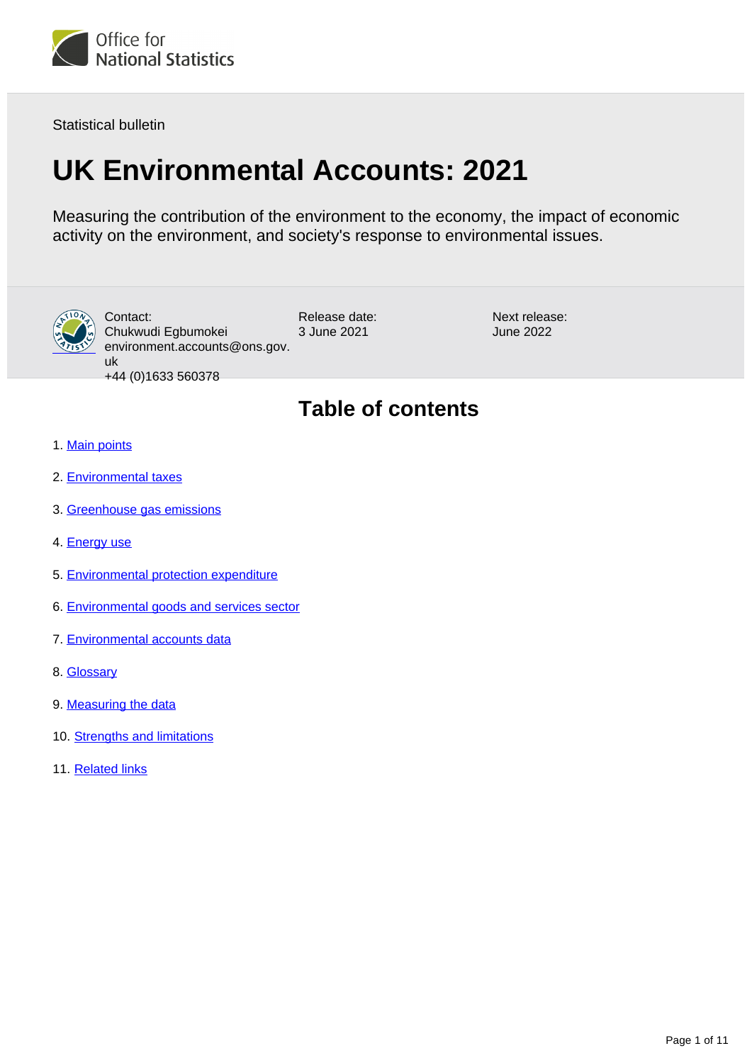Office for National Statistics

Statistical bulletin

# UK Environmental Accounts: 2021

Measuring the contribution of the environment to the economy, the impact of economic activity on the environment, and society's response to environmental issues.

Contact:
Chukwudi Egbumokei
environment.accounts@ons.gov.uk
+44 (0)1633 560378

Release date:
3 June 2021

Next release:
June 2022

## Table of contents

1. Main points
2. Environmental taxes
3. Greenhouse gas emissions
4. Energy use
5. Environmental protection expenditure
6. Environmental goods and services sector
7. Environmental accounts data
8. Glossary
9. Measuring the data
10. Strengths and limitations
11. Related links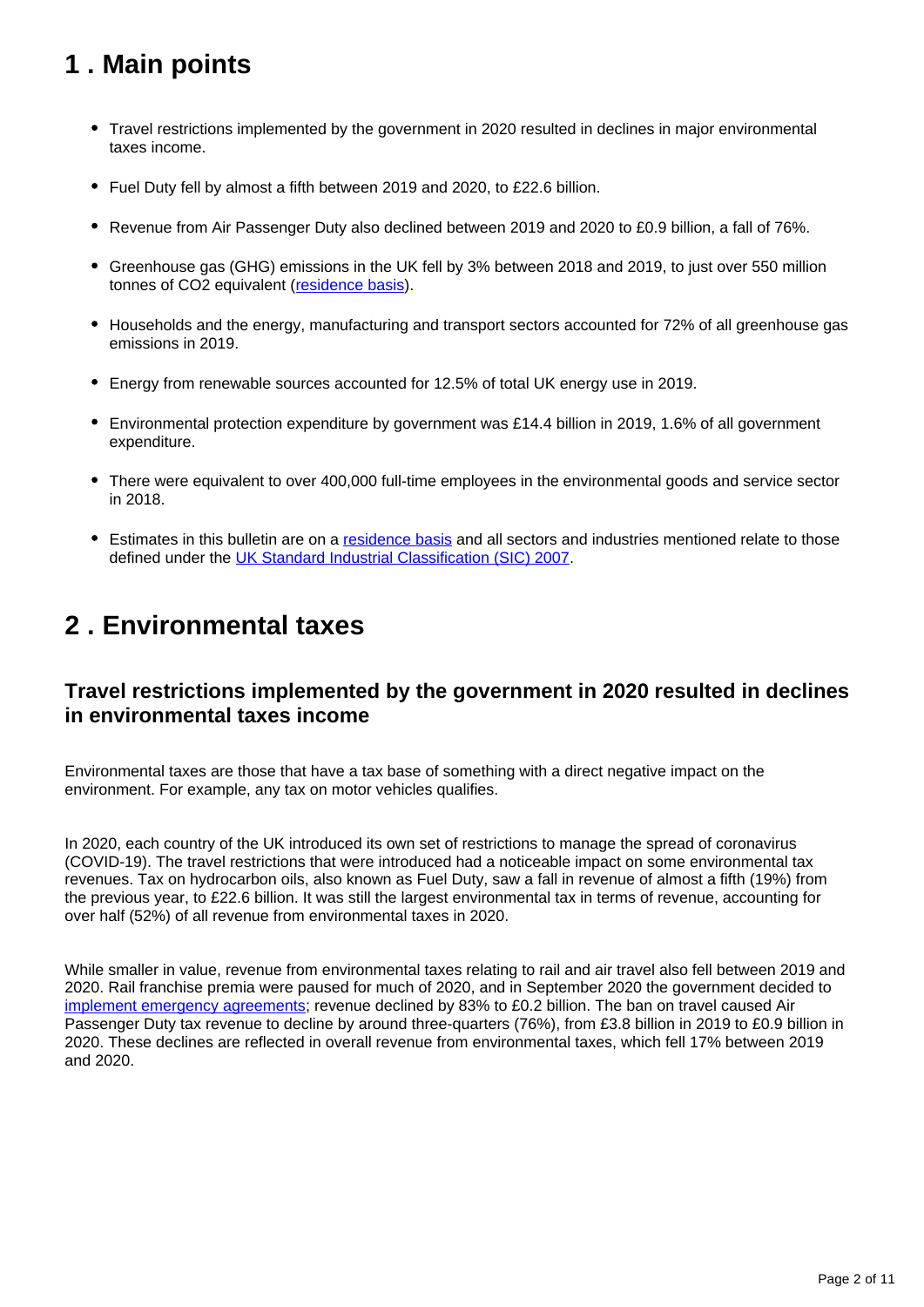## 1 . Main points

- Travel restrictions implemented by the government in 2020 resulted in declines in major environmental taxes income.
- Fuel Duty fell by almost a fifth between 2019 and 2020, to £22.6 billion.
- Revenue from Air Passenger Duty also declined between 2019 and 2020 to £0.9 billion, a fall of 76%.
- Greenhouse gas (GHG) emissions in the UK fell by 3% between 2018 and 2019, to just over 550 million tonnes of $CO_2$ equivalent (residence basis).
- Households and the energy, manufacturing and transport sectors accounted for 72% of all greenhouse gas emissions in 2019.
- Energy from renewable sources accounted for 12.5% of total UK energy use in 2019.
- Environmental protection expenditure by government was £14.4 billion in 2019, 1.6% of all government expenditure.
- There were equivalent to over 400,000 full-time employees in the environmental goods and service sector in 2018.
- Estimates in this bulletin are on a residence basis and all sectors and industries mentioned relate to those defined under the UK Standard Industrial Classification (SIC) 2007.

## 2 . Environmental taxes

### Travel restrictions implemented by the government in 2020 resulted in declines in environmental taxes income

Environmental taxes are those that have a tax base of something with a direct negative impact on the environment. For example, any tax on motor vehicles qualifies.

In 2020, each country of the UK introduced its own set of restrictions to manage the spread of coronavirus (COVID-19). The travel restrictions that were introduced had a noticeable impact on some environmental tax revenues. Tax on hydrocarbon oils, also known as Fuel Duty, saw a fall in revenue of almost a fifth (19%) from the previous year, to £22.6 billion. It was still the largest environmental tax in terms of revenue, accounting for over half (52%) of all revenue from environmental taxes in 2020.

While smaller in value, revenue from environmental taxes relating to rail and air travel also fell between 2019 and 2020. Rail franchise premia were paused for much of 2020, and in September 2020 the government decided to implement emergency agreements; revenue declined by 83% to £0.2 billion. The ban on travel caused Air Passenger Duty tax revenue to decline by around three-quarters (76%), from £3.8 billion in 2019 to £0.9 billion in 2020. These declines are reflected in overall revenue from environmental taxes, which fell 17% between 2019 and 2020.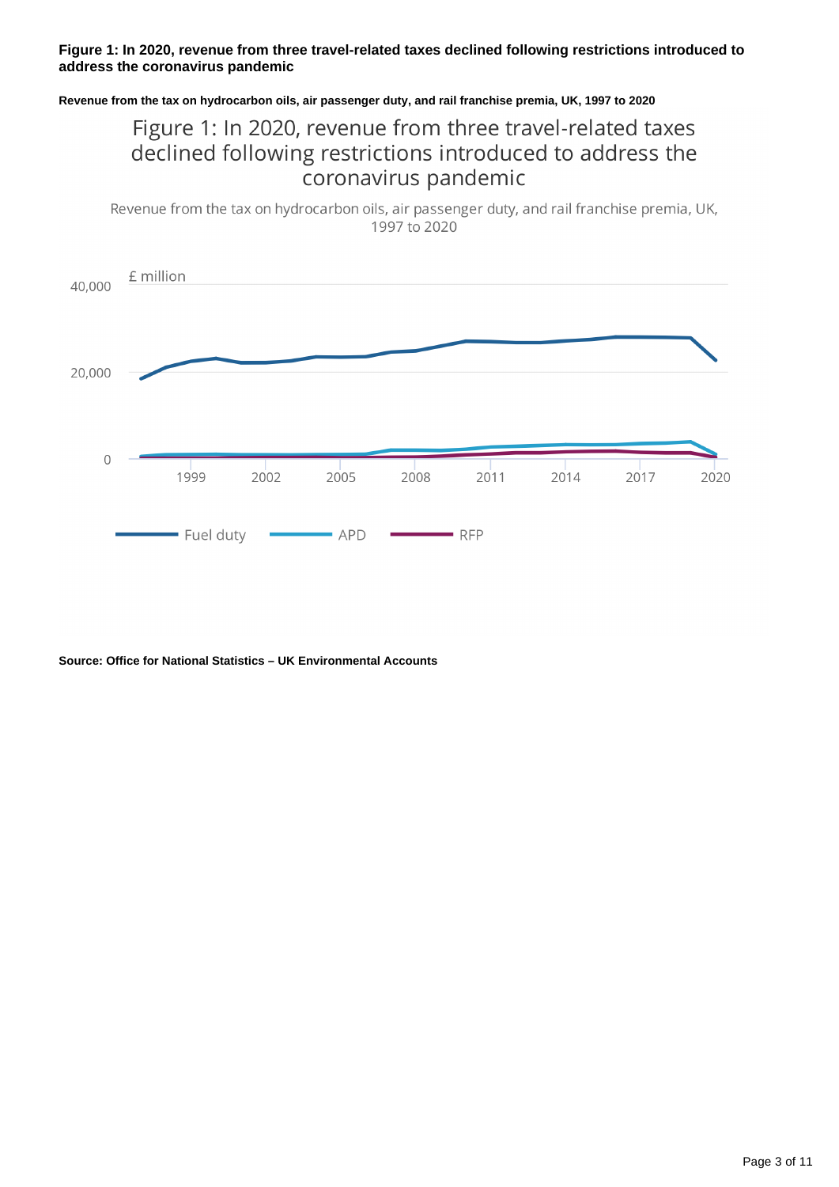**Figure 1: In 2020, revenue from three travel-related taxes declined following restrictions introduced to address the coronavirus pandemic**

**Revenue from the tax on hydrocarbon oils, air passenger duty, and rail franchise premia, UK, 1997 to 2020**

Figure 1: In 2020, revenue from three travel-related taxes declined following restrictions introduced to address the coronavirus pandemic

Revenue from the tax on hydrocarbon oils, air passenger duty, and rail franchise premia, UK, 1997 to 2020

£ million

Fuel duty — APD — RFP

**Source: Office for National Statistics – UK Environmental Accounts**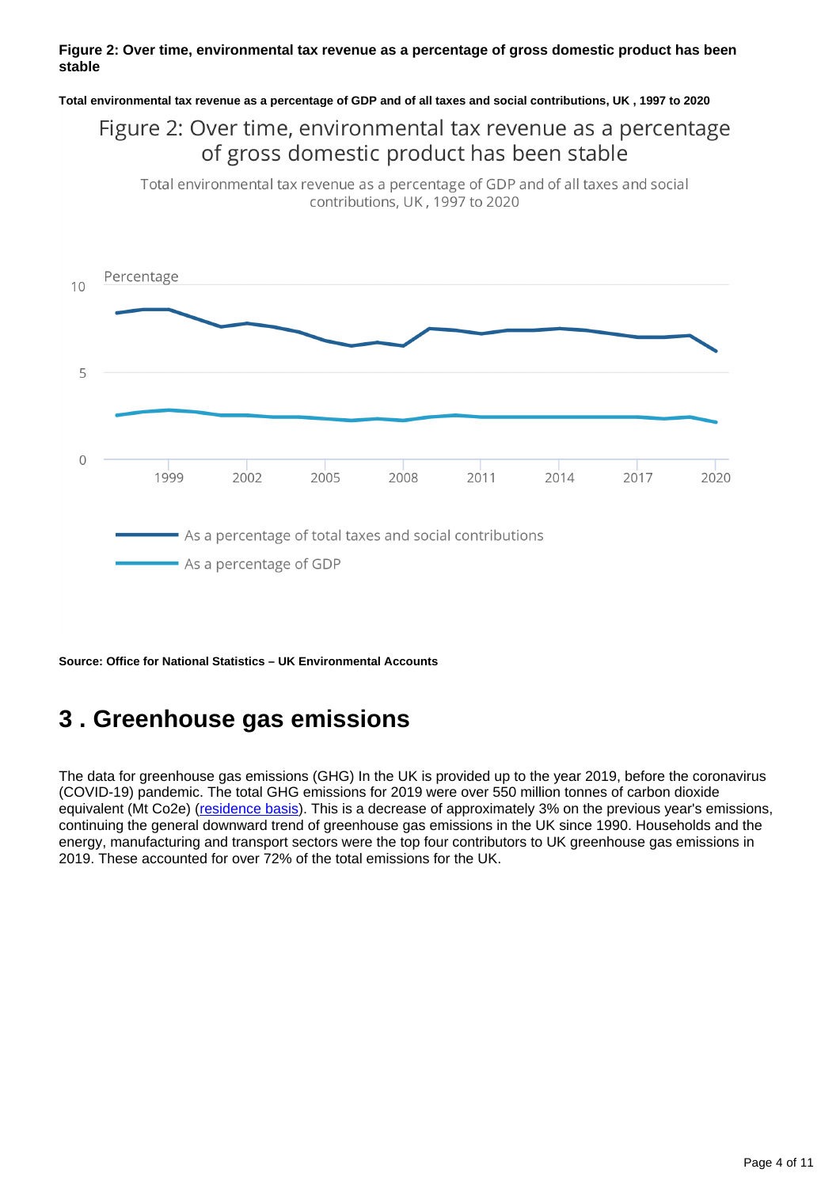**Figure 2: Over time, environmental tax revenue as a percentage of gross domestic product has been stable**

**Total environmental tax revenue as a percentage of GDP and of all taxes and social contributions, UK , 1997 to 2020**

**Source: Office for National Statistics – UK Environmental Accounts**

## 3 . Greenhouse gas emissions

The data for greenhouse gas emissions (GHG) In the UK is provided up to the year 2019, before the coronavirus (COVID-19) pandemic. The total GHG emissions for 2019 were over 550 million tonnes of carbon dioxide equivalent (Mt Co2e) (residence basis). This is a decrease of approximately 3% on the previous year's emissions, continuing the general downward trend of greenhouse gas emissions in the UK since 1990. Households and the energy, manufacturing and transport sectors were the top four contributors to UK greenhouse gas emissions in 2019. These accounted for over 72% of the total emissions for the UK.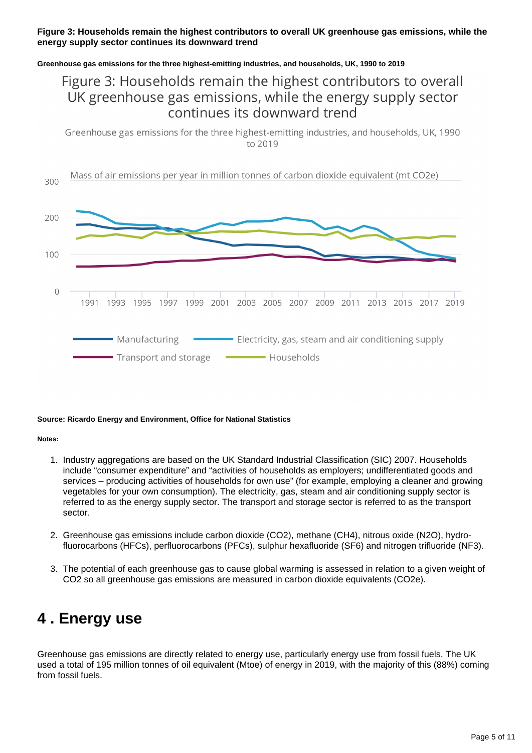**Figure 3: Households remain the highest contributors to overall UK greenhouse gas emissions, while the energy supply sector continues its downward trend**

**Greenhouse gas emissions for the three highest-emitting industries, and households, UK, 1990 to 2019**

**Source: Ricardo Energy and Environment, Office for National Statistics**

**Notes:**

1. Industry aggregations are based on the UK Standard Industrial Classification (SIC) 2007. Households include "consumer expenditure" and "activities of households as employers; undifferentiated goods and services – producing activities of households for own use" (for example, employing a cleaner and growing vegetables for your own consumption). The electricity, gas, steam and air conditioning supply sector is referred to as the energy supply sector. The transport and storage sector is referred to as the transport sector.

2. Greenhouse gas emissions include carbon dioxide ($CO_2$), methane ($CH_4$), nitrous oxide ($N_2O$), hydro-fluorocarbons (HFCs), perfluorocarbons (PFCs), sulphur hexafluoride ($SF_6$) and nitrogen trifluoride ($NF_3$).

3. The potential of each greenhouse gas to cause global warming is assessed in relation to a given weight of $CO_2$ so all greenhouse gas emissions are measured in carbon dioxide equivalents ($CO_2e$).

# 4 . Energy use

Greenhouse gas emissions are directly related to energy use, particularly energy use from fossil fuels. The UK used a total of 195 million tonnes of oil equivalent (Mtoe) of energy in 2019, with the majority of this (88%) coming from fossil fuels.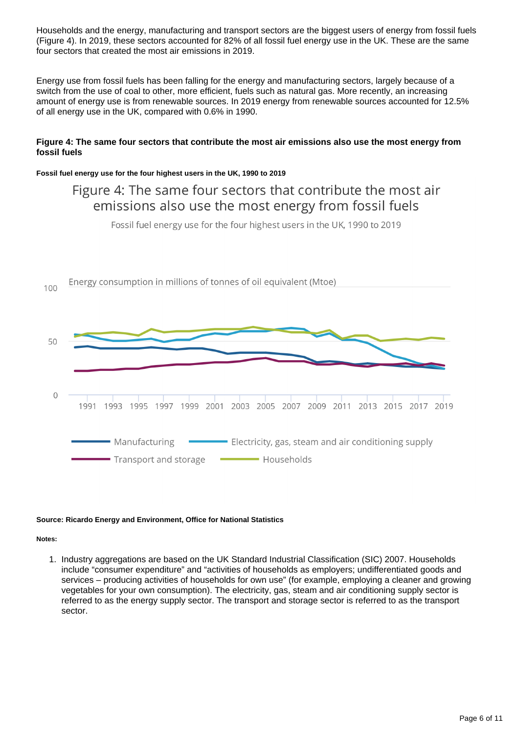Households and the energy, manufacturing and transport sectors are the biggest users of energy from fossil fuels (Figure 4). In 2019, these sectors accounted for 82% of all fossil fuel energy use in the UK. These are the same four sectors that created the most air emissions in 2019.

Energy use from fossil fuels has been falling for the energy and manufacturing sectors, largely because of a switch from the use of coal to other, more efficient, fuels such as natural gas. More recently, an increasing amount of energy use is from renewable sources. In 2019 energy from renewable sources accounted for 12.5% of all energy use in the UK, compared with 0.6% in 1990.

#### Figure 4: The same four sectors that contribute the most air emissions also use the most energy from fossil fuels

**Fossil fuel energy use for the four highest users in the UK, 1990 to 2019**

Figure 4: The same four sectors that contribute the most air emissions also use the most energy from fossil fuels

Fossil fuel energy use for the four highest users in the UK, 1990 to 2019

Energy consumption in millions of tonnes of oil equivalent (Mtoe)

100

50

0

1991 1993 1995 1997 1999 2001 2003 2005 2007 2009 2011 2013 2015 2017 2019

Manufacturing — Electricity, gas, steam and air conditioning supply — Transport and storage — Households

**Source: Ricardo Energy and Environment, Office for National Statistics**

**Notes:**

1. Industry aggregations are based on the UK Standard Industrial Classification (SIC) 2007. Households include "consumer expenditure" and "activities of households as employers; undifferentiated goods and services – producing activities of households for own use" (for example, employing a cleaner and growing vegetables for your own consumption). The electricity, gas, steam and air conditioning supply sector is referred to as the energy supply sector. The transport and storage sector is referred to as the transport sector.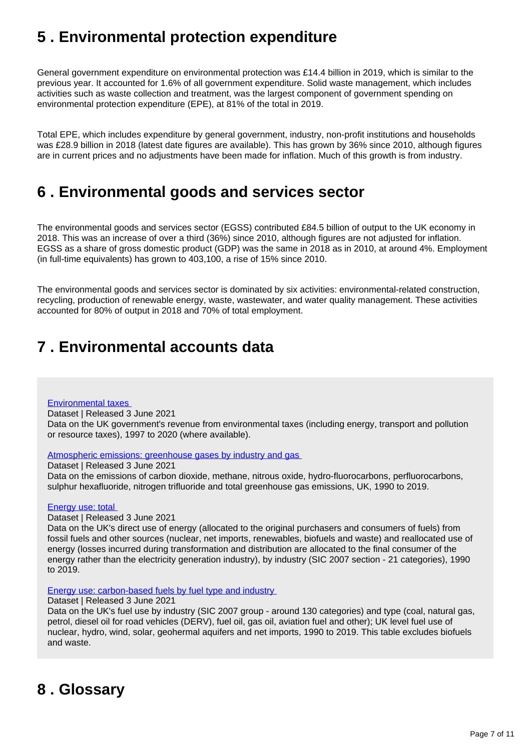## 5 . Environmental protection expenditure

General government expenditure on environmental protection was £14.4 billion in 2019, which is similar to the previous year. It accounted for 1.6% of all government expenditure. Solid waste management, which includes activities such as waste collection and treatment, was the largest component of government spending on environmental protection expenditure (EPE), at 81% of the total in 2019.

Total EPE, which includes expenditure by general government, industry, non-profit institutions and households was £28.9 billion in 2018 (latest date figures are available). This has grown by 36% since 2010, although figures are in current prices and no adjustments have been made for inflation. Much of this growth is from industry.

## 6 . Environmental goods and services sector

The environmental goods and services sector (EGSS) contributed £84.5 billion of output to the UK economy in 2018. This was an increase of over a third (36%) since 2010, although figures are not adjusted for inflation. EGSS as a share of gross domestic product (GDP) was the same in 2018 as in 2010, at around 4%. Employment (in full-time equivalents) has grown to 403,100, a rise of 15% since 2010.

The environmental goods and services sector is dominated by six activities: environmental-related construction, recycling, production of renewable energy, waste, wastewater, and water quality management. These activities accounted for 80% of output in 2018 and 70% of total employment.

## 7 . Environmental accounts data

Environmental taxes
Dataset | Released 3 June 2021
Data on the UK government's revenue from environmental taxes (including energy, transport and pollution or resource taxes), 1997 to 2020 (where available).

Atmospheric emissions: greenhouse gases by industry and gas
Dataset | Released 3 June 2021
Data on the emissions of carbon dioxide, methane, nitrous oxide, hydro-fluorocarbons, perfluorocarbons, sulphur hexafluoride, nitrogen trifluoride and total greenhouse gas emissions, UK, 1990 to 2019.

Energy use: total
Dataset | Released 3 June 2021
Data on the UK's direct use of energy (allocated to the original purchasers and consumers of fuels) from fossil fuels and other sources (nuclear, net imports, renewables, biofuels and waste) and reallocated use of energy (losses incurred during transformation and distribution are allocated to the final consumer of the energy rather than the electricity generation industry), by industry (SIC 2007 section - 21 categories), 1990 to 2019.

Energy use: carbon-based fuels by fuel type and industry
Dataset | Released 3 June 2021
Data on the UK's fuel use by industry (SIC 2007 group - around 130 categories) and type (coal, natural gas, petrol, diesel oil for road vehicles (DERV), fuel oil, gas oil, aviation fuel and other); UK level fuel use of nuclear, hydro, wind, solar, geohermal aquifers and net imports, 1990 to 2019. This table excludes biofuels and waste.

## 8 . Glossary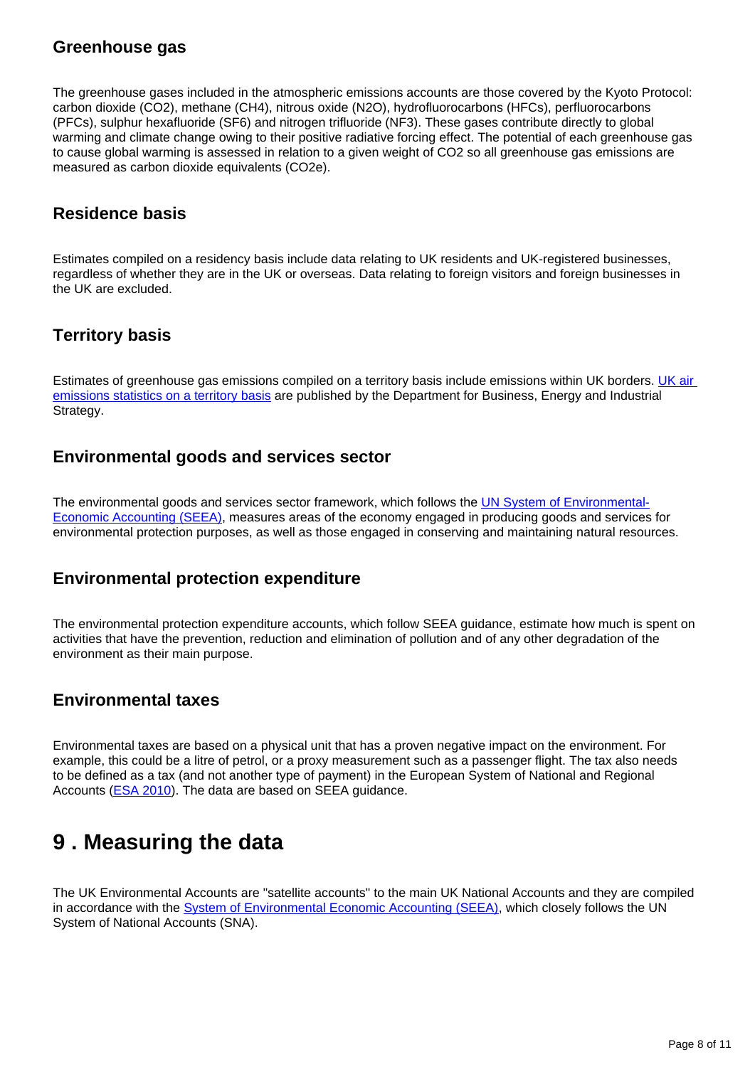### Greenhouse gas

The greenhouse gases included in the atmospheric emissions accounts are those covered by the Kyoto Protocol: carbon dioxide ($CO_2$), methane ($CH_4$), nitrous oxide ($N_2O$), hydrofluorocarbons (HFCs), perfluorocarbons (PFCs), sulphur hexafluoride ($SF_6$) and nitrogen trifluoride ($NF_3$). These gases contribute directly to global warming and climate change owing to their positive radiative forcing effect. The potential of each greenhouse gas to cause global warming is assessed in relation to a given weight of $CO_2$ so all greenhouse gas emissions are measured as carbon dioxide equivalents ($CO_2e$).

### Residence basis

Estimates compiled on a residency basis include data relating to UK residents and UK-registered businesses, regardless of whether they are in the UK or overseas. Data relating to foreign visitors and foreign businesses in the UK are excluded.

### Territory basis

Estimates of greenhouse gas emissions compiled on a territory basis include emissions within UK borders. [UK air emissions statistics on a territory basis] are published by the Department for Business, Energy and Industrial Strategy.

### Environmental goods and services sector

The environmental goods and services sector framework, which follows the [UN System of Environmental-Economic Accounting (SEEA)], measures areas of the economy engaged in producing goods and services for environmental protection purposes, as well as those engaged in conserving and maintaining natural resources.

### Environmental protection expenditure

The environmental protection expenditure accounts, which follow SEEA guidance, estimate how much is spent on activities that have the prevention, reduction and elimination of pollution and of any other degradation of the environment as their main purpose.

### Environmental taxes

Environmental taxes are based on a physical unit that has a proven negative impact on the environment. For example, this could be a litre of petrol, or a proxy measurement such as a passenger flight. The tax also needs to be defined as a tax (and not another type of payment) in the European System of National and Regional Accounts ([ESA 2010]). The data are based on SEEA guidance.

## 9 . Measuring the data

The UK Environmental Accounts are "satellite accounts" to the main UK National Accounts and they are compiled in accordance with the [System of Environmental Economic Accounting (SEEA)], which closely follows the UN System of National Accounts (SNA).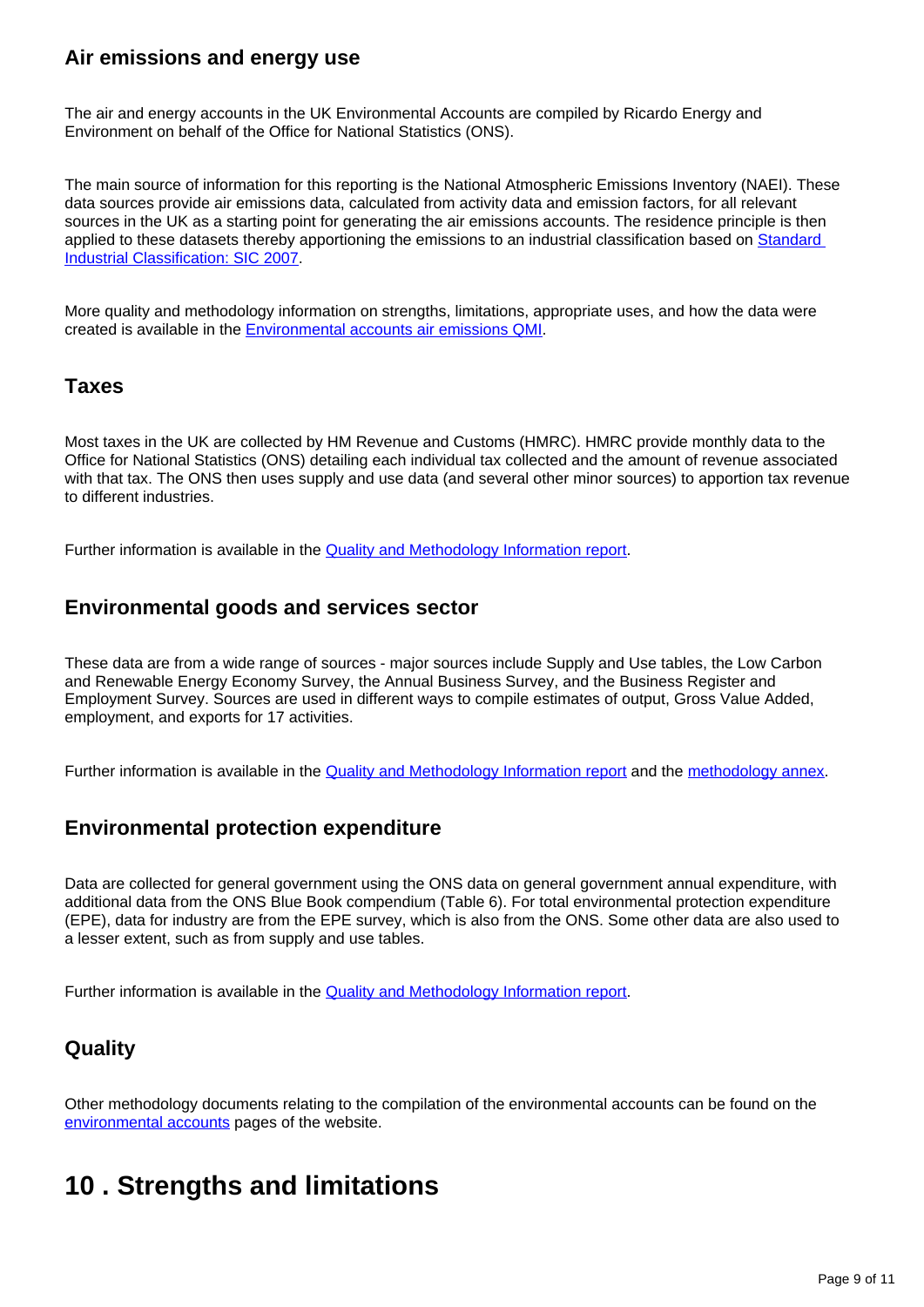### Air emissions and energy use

The air and energy accounts in the UK Environmental Accounts are compiled by Ricardo Energy and Environment on behalf of the Office for National Statistics (ONS).

The main source of information for this reporting is the National Atmospheric Emissions Inventory (NAEI). These data sources provide air emissions data, calculated from activity data and emission factors, for all relevant sources in the UK as a starting point for generating the air emissions accounts. The residence principle is then applied to these datasets thereby apportioning the emissions to an industrial classification based on [Standard Industrial Classification: SIC 2007](#).

More quality and methodology information on strengths, limitations, appropriate uses, and how the data were created is available in the [Environmental accounts air emissions QMI](#).

### Taxes

Most taxes in the UK are collected by HM Revenue and Customs (HMRC). HMRC provide monthly data to the Office for National Statistics (ONS) detailing each individual tax collected and the amount of revenue associated with that tax. The ONS then uses supply and use data (and several other minor sources) to apportion tax revenue to different industries.

Further information is available in the [Quality and Methodology Information report](#).

### Environmental goods and services sector

These data are from a wide range of sources - major sources include Supply and Use tables, the Low Carbon and Renewable Energy Economy Survey, the Annual Business Survey, and the Business Register and Employment Survey. Sources are used in different ways to compile estimates of output, Gross Value Added, employment, and exports for 17 activities.

Further information is available in the [Quality and Methodology Information report](#) and the [methodology annex](#).

### Environmental protection expenditure

Data are collected for general government using the ONS data on general government annual expenditure, with additional data from the ONS Blue Book compendium (Table 6). For total environmental protection expenditure (EPE), data for industry are from the EPE survey, which is also from the ONS. Some other data are also used to a lesser extent, such as from supply and use tables.

Further information is available in the [Quality and Methodology Information report](#).

### Quality

Other methodology documents relating to the compilation of the environmental accounts can be found on the [environmental accounts](#) pages of the website.

## 10 . Strengths and limitations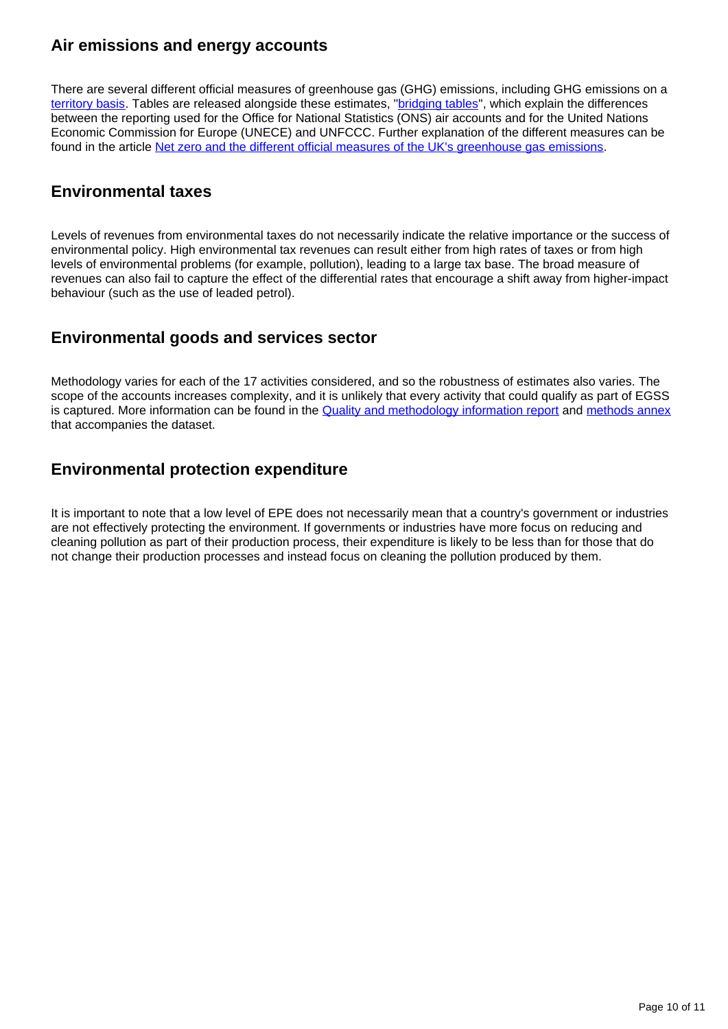## Air emissions and energy accounts

There are several different official measures of greenhouse gas (GHG) emissions, including GHG emissions on a territory basis. Tables are released alongside these estimates, "bridging tables", which explain the differences between the reporting used for the Office for National Statistics (ONS) air accounts and for the United Nations Economic Commission for Europe (UNECE) and UNFCCC. Further explanation of the different measures can be found in the article Net zero and the different official measures of the UK's greenhouse gas emissions.

## Environmental taxes

Levels of revenues from environmental taxes do not necessarily indicate the relative importance or the success of environmental policy. High environmental tax revenues can result either from high rates of taxes or from high levels of environmental problems (for example, pollution), leading to a large tax base. The broad measure of revenues can also fail to capture the effect of the differential rates that encourage a shift away from higher-impact behaviour (such as the use of leaded petrol).

## Environmental goods and services sector

Methodology varies for each of the 17 activities considered, and so the robustness of estimates also varies. The scope of the accounts increases complexity, and it is unlikely that every activity that could qualify as part of EGSS is captured. More information can be found in the Quality and methodology information report and methods annex that accompanies the dataset.

## Environmental protection expenditure

It is important to note that a low level of EPE does not necessarily mean that a country's government or industries are not effectively protecting the environment. If governments or industries have more focus on reducing and cleaning pollution as part of their production process, their expenditure is likely to be less than for those that do not change their production processes and instead focus on cleaning the pollution produced by them.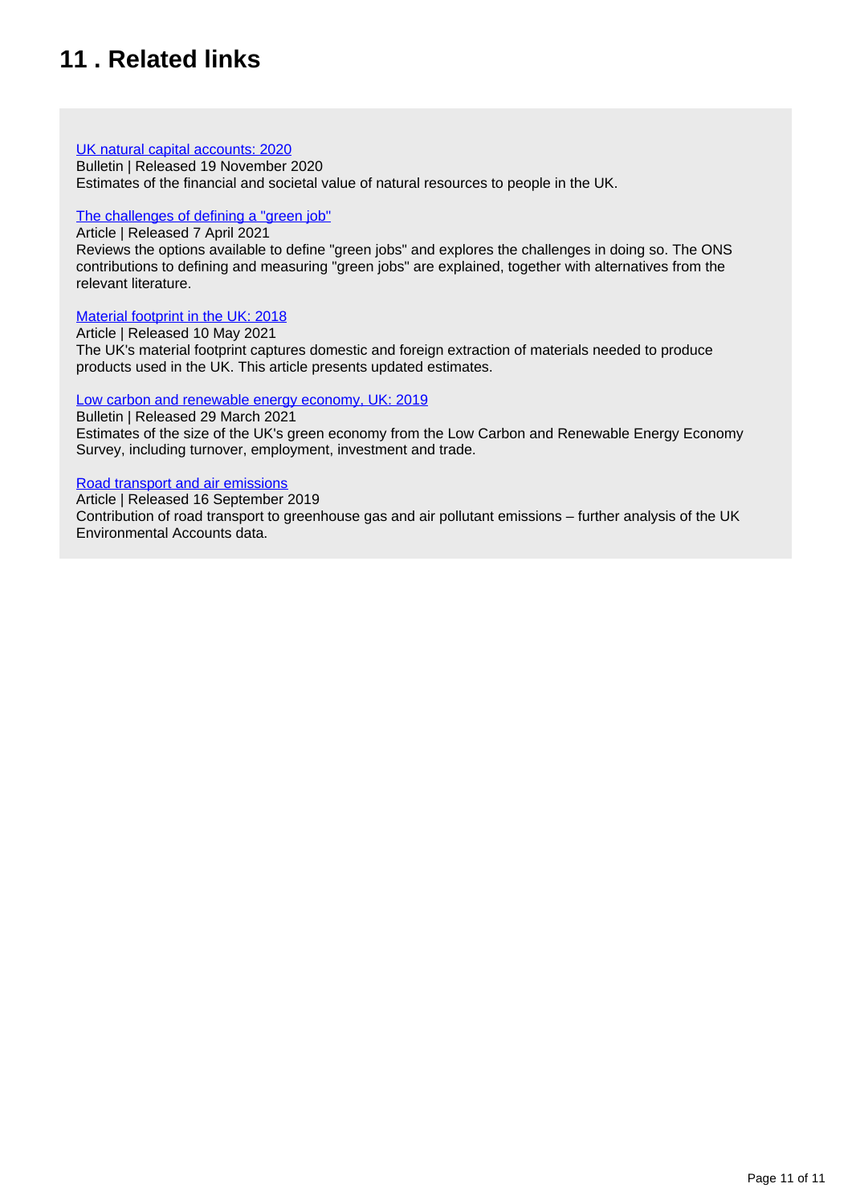## 11 . Related links

[UK natural capital accounts: 2020]
Bulletin | Released 19 November 2020
Estimates of the financial and societal value of natural resources to people in the UK.

[The challenges of defining a "green job"]
Article | Released 7 April 2021
Reviews the options available to define "green jobs" and explores the challenges in doing so. The ONS contributions to defining and measuring "green jobs" are explained, together with alternatives from the relevant literature.

[Material footprint in the UK: 2018]
Article | Released 10 May 2021
The UK's material footprint captures domestic and foreign extraction of materials needed to produce products used in the UK. This article presents updated estimates.

[Low carbon and renewable energy economy, UK: 2019]
Bulletin | Released 29 March 2021
Estimates of the size of the UK's green economy from the Low Carbon and Renewable Energy Economy Survey, including turnover, employment, investment and trade.

[Road transport and air emissions]
Article | Released 16 September 2019
Contribution of road transport to greenhouse gas and air pollutant emissions – further analysis of the UK Environmental Accounts data.